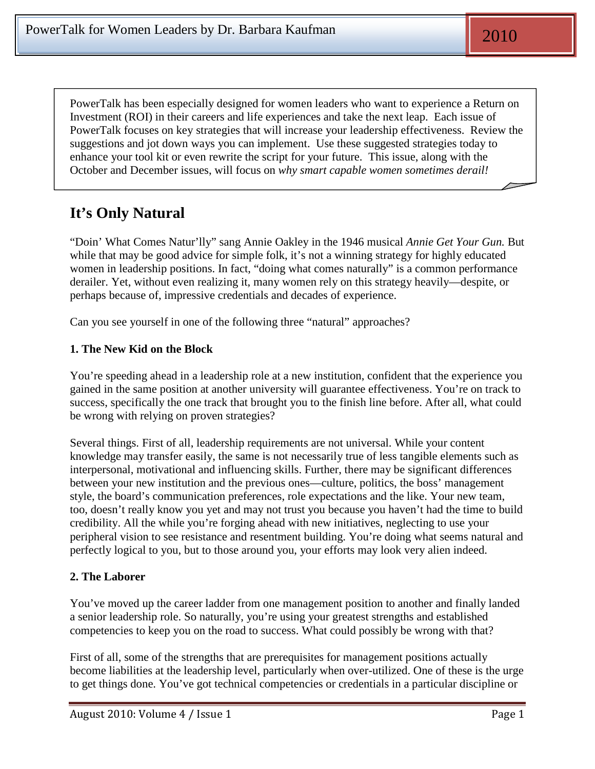PowerTalk has been especially designed for women leaders who want to experience a Return on Investment (ROI) in their careers and life experiences and take the next leap. Each issue of PowerTalk focuses on key strategies that will increase your leadership effectiveness. Review the suggestions and jot down ways you can implement. Use these suggested strategies today to enhance your tool kit or even rewrite the script for your future. This issue, along with the October and December issues, will focus on *why smart capable women sometimes derail!*

## It's Only Natural

"Doin' What Comes Natur'lly" sang Annie Oakley in the 1946 musical *Annie Get Your Gun.* But while that may be good advice for simple folk, it's not a winning strategy for highly educated women in leadership positions. In fact, "doing what comes naturally" is a common performance derailer. Yet, without even realizing it, many women rely on this strategy heavily—despite, or perhaps because of, impressive credentials and decades of experience.

Can you see yourself in one of the following three "natural" approaches?

### 1. The New Kid on the Block

You're speeding ahead in a leadership role at a new institution, confident that the experience you gained in the same position at another university will guarantee effectiveness. You're on track to success, specifically the one track that brought you to the finish line before. After all, what could be wrong with relying on proven strategies?

Several things. First of all, leadership requirements are not universal. While your content knowledge may transfer easily, the same is not necessarily true of less tangible elements such as interpersonal, motivational and influencing skills. Further, there may be significant differences between your new institution and the previous ones—culture, politics, the boss' management style, the board's communication preferences, role expectations and the like. Your new team, too, doesn't really know you yet and may not trust you because you haven't had the time to build credibility. All the while you're forging ahead with new initiatives, neglecting to use your peripheral vision to see resistance and resentment building. You're doing what seems natural and perfectly logical to you, but to those around you, your efforts may look very alien indeed.

### 2. The Laborer

You've moved up the career ladder from one management position to another and finally landed a senior leadership role. So naturally, you're using your greatest strengths and established competencies to keep you on the road to success. What could possibly be wrong with that?

First of all, some of the strengths that are prerequisites for management positions actually become liabilities at the leadership level, particularly when over-utilized. One of these is the urge to get things done. You've got technical competencies or credentials in a particular discipline or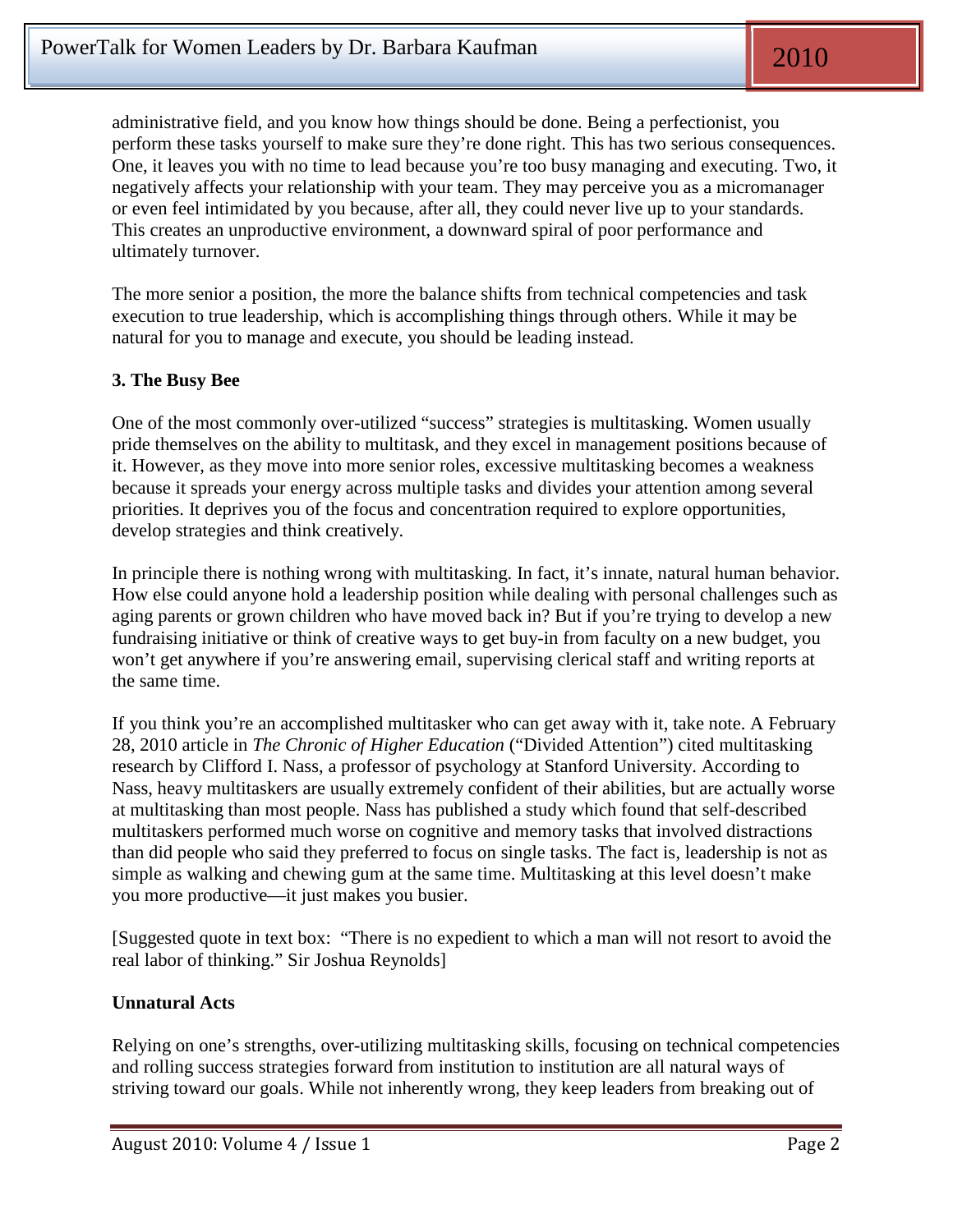administrative field, and you know how things should be done. Being a perfectionist, you perform these tasks yourself to make sure they're done right. This has two serious consequences. One, it leaves you with no time to lead because you're too busy managing and executing. Two, it negatively affects your relationship with your team. They may perceive you as a micromanager or even feel intimidated by you because, after all, they could never live up to your standards. This creates an unproductive environment, a downward spiral of poor performance and ultimately turnover.

The more senior a position, the more the balance shifts from technical competencies and task execution to true leadership, which is accomplishing things through others. While it may be natural for you to manage and execute, you should be leading instead.

**3. The Busy Bee**

One of the most commonly over-utilized "success" strategies is multitasking. Women usually pride themselves on the ability to multitask, and they excel in management positions because of it. However, as they move into more senior roles, excessive multitasking becomes a weakness because it spreads your energy across multiple tasks and divides your attention among several priorities. It deprives you of the focus and concentration required to explore opportunities, develop strategies and think creatively.

In principle there is nothing wrong with multitasking. In fact, it's innate, natural human behavior. How else could anyone hold a leadership position while dealing with personal challenges such as aging parents or grown children who have moved back in? But if you're trying to develop a new fundraising initiative or think of creative ways to get buy-in from faculty on a new budget, you won't get anywhere if you're answering email, supervising clerical staff and writing reports at the same time.

If you think you're an accomplished multitasker who can get away with it, take note. A February 28, 2010 article in *The Chronic of Higher Education* ("Divided Attention") cited multitasking research by Clifford I. Nass, a professor of psychology at Stanford University. According to Nass, heavy multitaskers are usually extremely confident of their abilities, but are actually worse at multitasking than most people. Nass has published a study which found that self-described multitaskers performed much worse on cognitive and memory tasks that involved distractions than did people who said they preferred to focus on single tasks. The fact is, leadership is not as simple as walking and chewing gum at the same time. Multitasking at this level doesn't make you more productive—it just makes you busier.

[Suggested quote in text box: "There is no expedient to which a man will not resort to avoid the real labor of thinking." Sir Joshua Reynolds]

**Unnatural Acts**

Relying on one's strengths, over-utilizing multitasking skills, focusing on technical competencies and rolling success strategies forward from institution to institution are all natural ways of striving toward our goals. While not inherently wrong, they keep leaders from breaking out of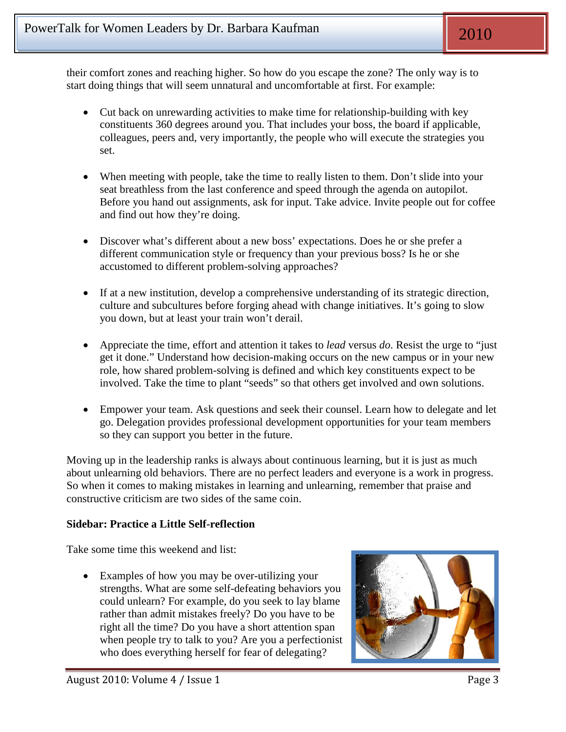their comfort zones and reaching higher. So how do you escape the zone? The only way is to start doing things that will seem unnatural and uncomfortable at first. For example:

- Cut back on unrewarding activities to make time for relationship-building with key constituents 360 degrees around you. That includes your boss, the board if applicable, colleagues, peers and, very importantly, the people who will execute the strategies you set.

- When meeting with people, take the time to really listen to them. Don't slide into your seat breathless from the last conference and speed through the agenda on autopilot. Before you hand out assignments, ask for input. Take advice. Invite people out for coffee and find out how they're doing.

- Discover what's different about a new boss' expectations. Does he or she prefer a different communication style or frequency than your previous boss? Is he or she accustomed to different problem-solving approaches?

- If at a new institution, develop a comprehensive understanding of its strategic direction, culture and subcultures before forging ahead with change initiatives. It's going to slow you down, but at least your train won't derail.

- Appreciate the time, effort and attention it takes to *lead* versus *do*. Resist the urge to "just get it done." Understand how decision-making occurs on the new campus or in your new role, how shared problem-solving is defined and which key constituents expect to be involved. Take the time to plant "seeds" so that others get involved and own solutions.

- Empower your team. Ask questions and seek their counsel. Learn how to delegate and let go. Delegation provides professional development opportunities for your team members so they can support you better in the future.

Moving up in the leadership ranks is always about continuous learning, but it is just as much about unlearning old behaviors. There are no perfect leaders and everyone is a work in progress. So when it comes to making mistakes in learning and unlearning, remember that praise and constructive criticism are two sides of the same coin.

**Sidebar: Practice a Little Self-reflection**

Take some time this weekend and list:

- Examples of how you may be over-utilizing your strengths. What are some self-defeating behaviors you could unlearn? For example, do you seek to lay blame rather than admit mistakes freely? Do you have to be right all the time? Do you have a short attention span when people try to talk to you? Are you a perfectionist who does everything herself for fear of delegating?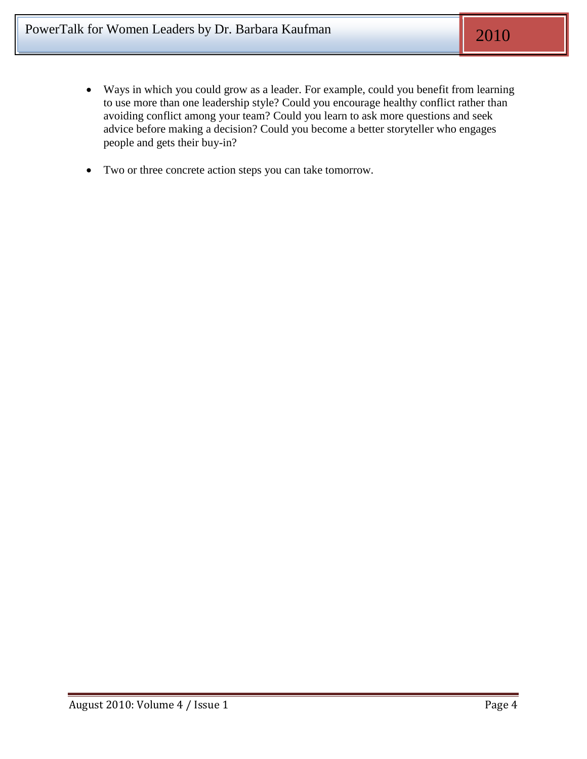- Ways in which you could grow as a leader. For example, could you benefit from learning to use more than one leadership style? Could you encourage healthy conflict rather than avoiding conflict among your team? Could you learn to ask more questions and seek advice before making a decision? Could you become a better storyteller who engages people and gets their buy-in?
- Two or three concrete action steps you can take tomorrow.